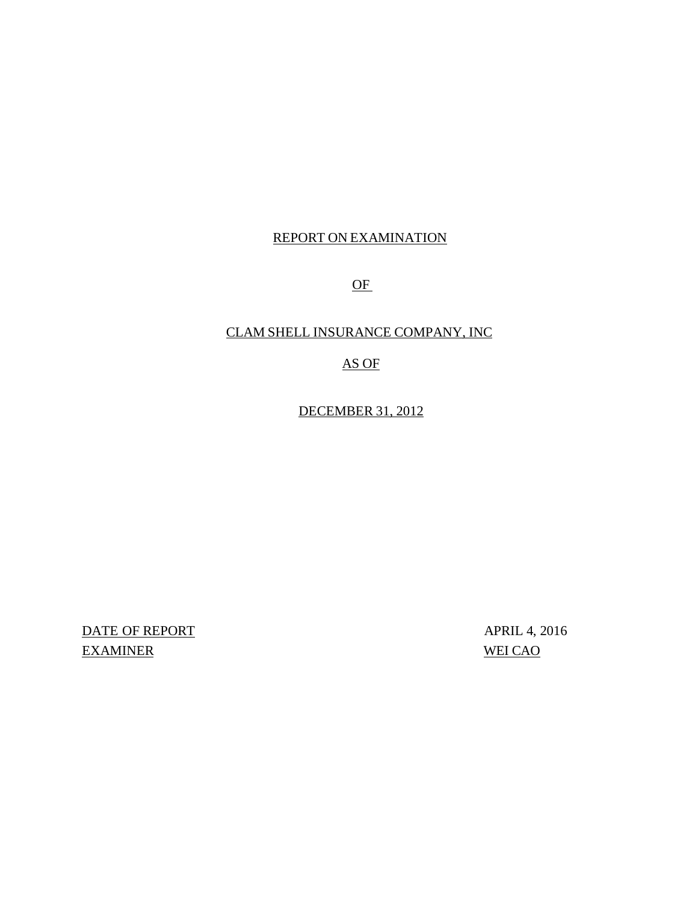REPORT ON EXAMINATION

OF

CLAM SHELL INSURANCE COMPANY, INC

AS OF

DECEMBER 31, 2012

| DATE OF REPORT | APRIL 4, 2016 |
|---|---|
| EXAMINER | WEI CAO |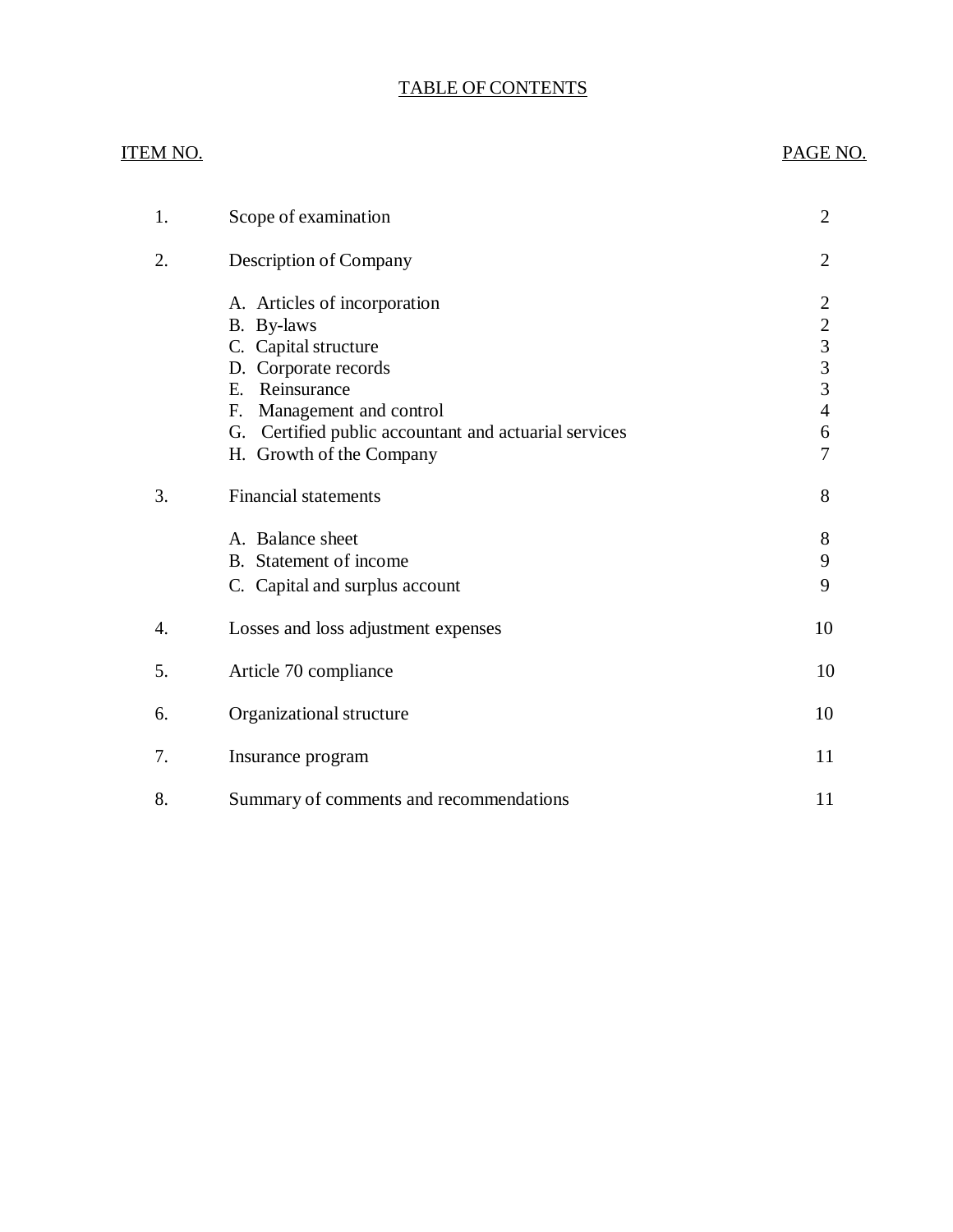# TABLE OF CONTENTS

| ITEM NO. | | PAGE NO. |
|---|---|---|
| 1. | Scope of examination | 2 |
| 2. | Description of Company | 2 |
| | A. Articles of incorporation | 2 |
| | B. By-laws | 2 |
| | C. Capital structure | 3 |
| | D. Corporate records | 3 |
| | E. Reinsurance | 3 |
| | F. Management and control | 4 |
| | G. Certified public accountant and actuarial services | 6 |
| | H. Growth of the Company | 7 |
| 3. | Financial statements | 8 |
| | A. Balance sheet | 8 |
| | B. Statement of income | 9 |
| | C. Capital and surplus account | 9 |
| 4. | Losses and loss adjustment expenses | 10 |
| 5. | Article 70 compliance | 10 |
| 6. | Organizational structure | 10 |
| 7. | Insurance program | 11 |
| 8. | Summary of comments and recommendations | 11 |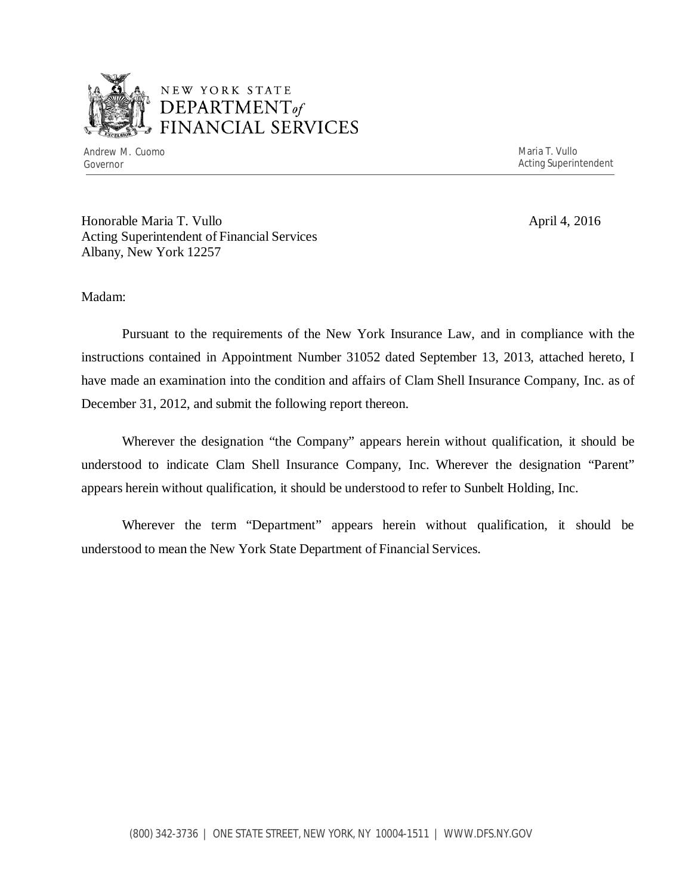NEW YORK STATE
DEPARTMENT *of*
FINANCIAL SERVICES

Andrew M. Cuomo
Governor

Maria T. Vullo
Acting Superintendent

Honorable Maria T. Vullo
Acting Superintendent of Financial Services
Albany, New York 12257

April 4, 2016

Madam:

Pursuant to the requirements of the New York Insurance Law, and in compliance with the instructions contained in Appointment Number 31052 dated September 13, 2013, attached hereto, I have made an examination into the condition and affairs of Clam Shell Insurance Company, Inc. as of December 31, 2012, and submit the following report thereon.

Wherever the designation "the Company" appears herein without qualification, it should be understood to indicate Clam Shell Insurance Company, Inc. Wherever the designation "Parent" appears herein without qualification, it should be understood to refer to Sunbelt Holding, Inc.

Wherever the term "Department" appears herein without qualification, it should be understood to mean the New York State Department of Financial Services.

(800) 342-3736 | ONE STATE STREET, NEW YORK, NY 10004-1511 | WWW.DFS.NY.GOV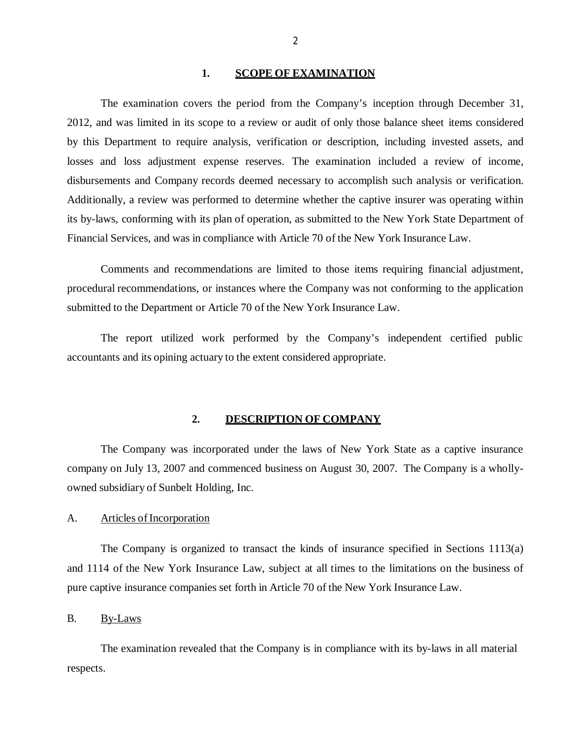## 1. SCOPE OF EXAMINATION

The examination covers the period from the Company's inception through December 31, 2012, and was limited in its scope to a review or audit of only those balance sheet items considered by this Department to require analysis, verification or description, including invested assets, and losses and loss adjustment expense reserves. The examination included a review of income, disbursements and Company records deemed necessary to accomplish such analysis or verification. Additionally, a review was performed to determine whether the captive insurer was operating within its by-laws, conforming with its plan of operation, as submitted to the New York State Department of Financial Services, and was in compliance with Article 70 of the New York Insurance Law.

Comments and recommendations are limited to those items requiring financial adjustment, procedural recommendations, or instances where the Company was not conforming to the application submitted to the Department or Article 70 of the New York Insurance Law.

The report utilized work performed by the Company's independent certified public accountants and its opining actuary to the extent considered appropriate.

## 2. DESCRIPTION OF COMPANY

The Company was incorporated under the laws of New York State as a captive insurance company on July 13, 2007 and commenced business on August 30, 2007. The Company is a wholly-owned subsidiary of Sunbelt Holding, Inc.

### A. Articles of Incorporation

The Company is organized to transact the kinds of insurance specified in Sections 1113(a) and 1114 of the New York Insurance Law, subject at all times to the limitations on the business of pure captive insurance companies set forth in Article 70 of the New York Insurance Law.

### B. By-Laws

The examination revealed that the Company is in compliance with its by-laws in all material respects.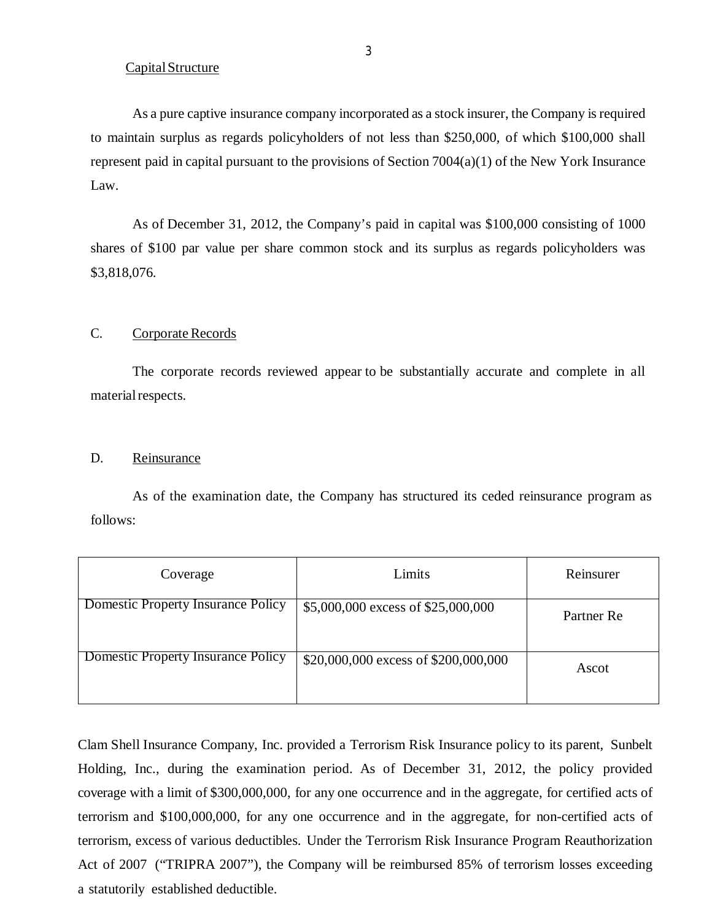Capital Structure

As a pure captive insurance company incorporated as a stock insurer, the Company is required to maintain surplus as regards policyholders of not less than $250,000, of which $100,000 shall represent paid in capital pursuant to the provisions of Section 7004(a)(1) of the New York Insurance Law.

As of December 31, 2012, the Company's paid in capital was $100,000 consisting of 1000 shares of $100 par value per share common stock and its surplus as regards policyholders was $3,818,076.

## C. Corporate Records

The corporate records reviewed appear to be substantially accurate and complete in all material respects.

## D. Reinsurance

As of the examination date, the Company has structured its ceded reinsurance program as follows:

| Coverage | Limits | Reinsurer |
|---|---|---|
| Domestic Property Insurance Policy | $5,000,000 excess of $25,000,000 | Partner Re |
| Domestic Property Insurance Policy | $20,000,000 excess of $200,000,000 | Ascot |

Clam Shell Insurance Company, Inc. provided a Terrorism Risk Insurance policy to its parent, Sunbelt Holding, Inc., during the examination period. As of December 31, 2012, the policy provided coverage with a limit of $300,000,000, for any one occurrence and in the aggregate, for certified acts of terrorism and $100,000,000, for any one occurrence and in the aggregate, for non-certified acts of terrorism, excess of various deductibles. Under the Terrorism Risk Insurance Program Reauthorization Act of 2007 ("TRIPRA 2007"), the Company will be reimbursed 85% of terrorism losses exceeding a statutorily established deductible.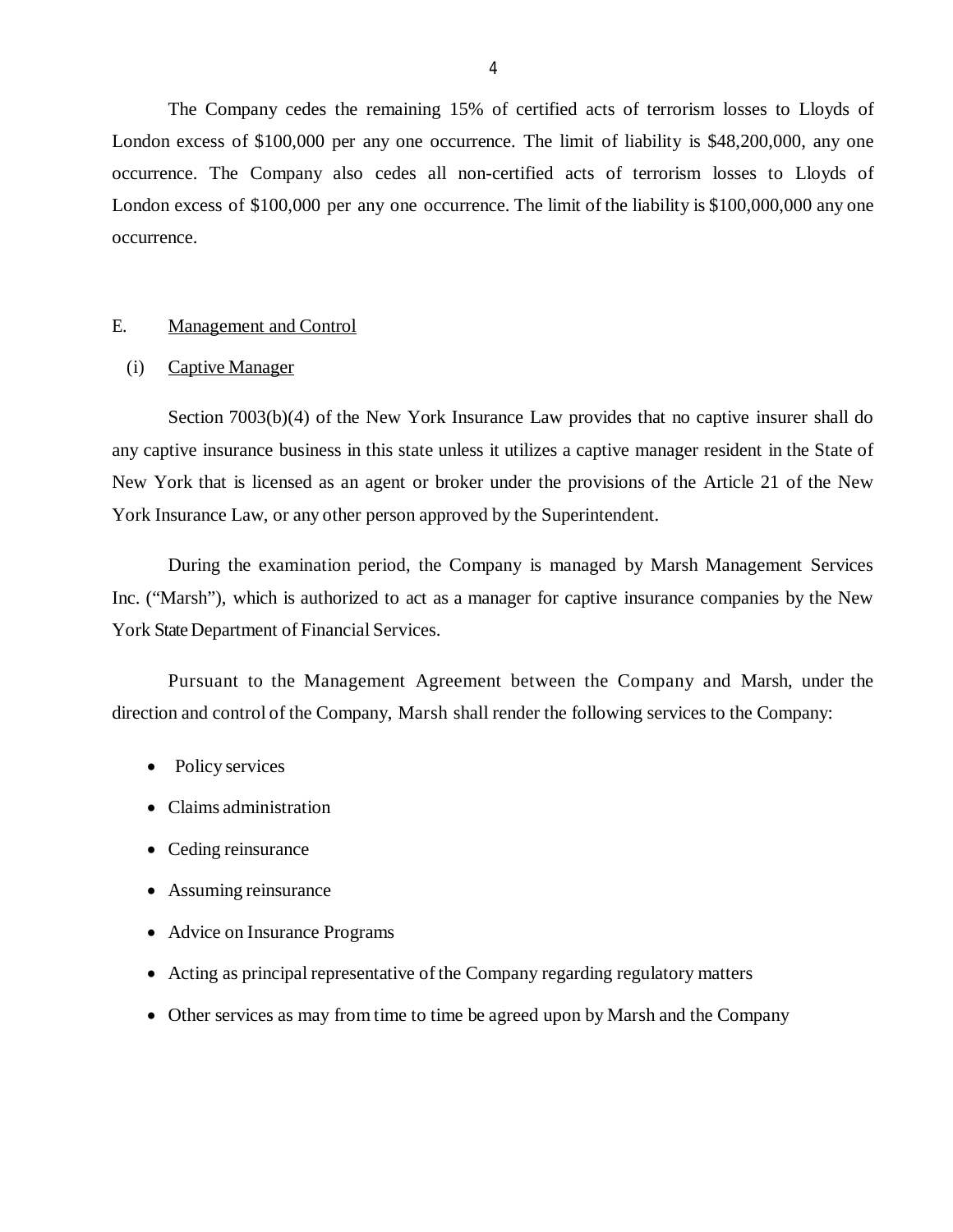The Company cedes the remaining 15% of certified acts of terrorism losses to Lloyds of London excess of $100,000 per any one occurrence. The limit of liability is $48,200,000, any one occurrence. The Company also cedes all non-certified acts of terrorism losses to Lloyds of London excess of $100,000 per any one occurrence. The limit of the liability is $100,000,000 any one occurrence.

## E. Management and Control

### (i) Captive Manager

Section 7003(b)(4) of the New York Insurance Law provides that no captive insurer shall do any captive insurance business in this state unless it utilizes a captive manager resident in the State of New York that is licensed as an agent or broker under the provisions of the Article 21 of the New York Insurance Law, or any other person approved by the Superintendent.

During the examination period, the Company is managed by Marsh Management Services Inc. ("Marsh"), which is authorized to act as a manager for captive insurance companies by the New York State Department of Financial Services.

Pursuant to the Management Agreement between the Company and Marsh, under the direction and control of the Company, Marsh shall render the following services to the Company:

- Policy services
- Claims administration
- Ceding reinsurance
- Assuming reinsurance
- Advice on Insurance Programs
- Acting as principal representative of the Company regarding regulatory matters
- Other services as may from time to time be agreed upon by Marsh and the Company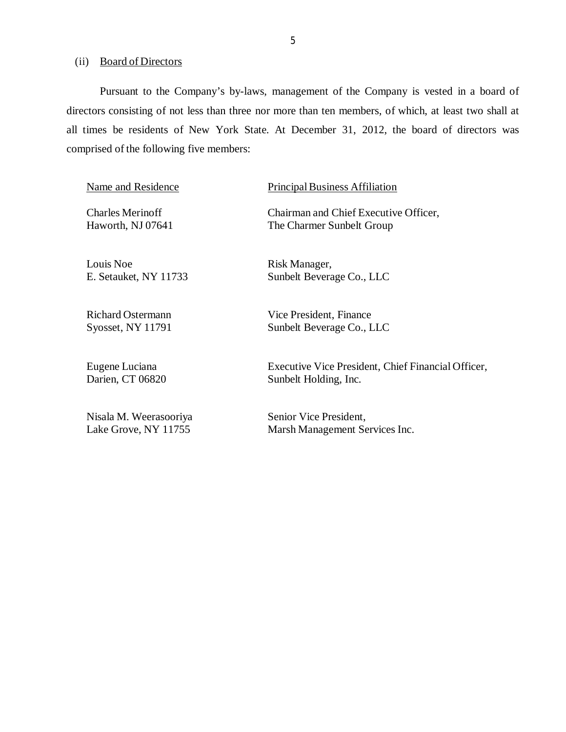(ii) Board of Directors

Pursuant to the Company's by-laws, management of the Company is vested in a board of directors consisting of not less than three nor more than ten members, of which, at least two shall at all times be residents of New York State. At December 31, 2012, the board of directors was comprised of the following five members:

| Name and Residence | Principal Business Affiliation |
|---|---|
| Charles Merinoff<br>Haworth, NJ 07641 | Chairman and Chief Executive Officer,<br>The Charmer Sunbelt Group |
| Louis Noe<br>E. Setauket, NY 11733 | Risk Manager,<br>Sunbelt Beverage Co., LLC |
| Richard Ostermann<br>Syosset, NY 11791 | Vice President, Finance<br>Sunbelt Beverage Co., LLC |
| Eugene Luciana<br>Darien, CT 06820 | Executive Vice President, Chief Financial Officer,<br>Sunbelt Holding, Inc. |
| Nisala M. Weerasooriya<br>Lake Grove, NY 11755 | Senior Vice President,<br>Marsh Management Services Inc. |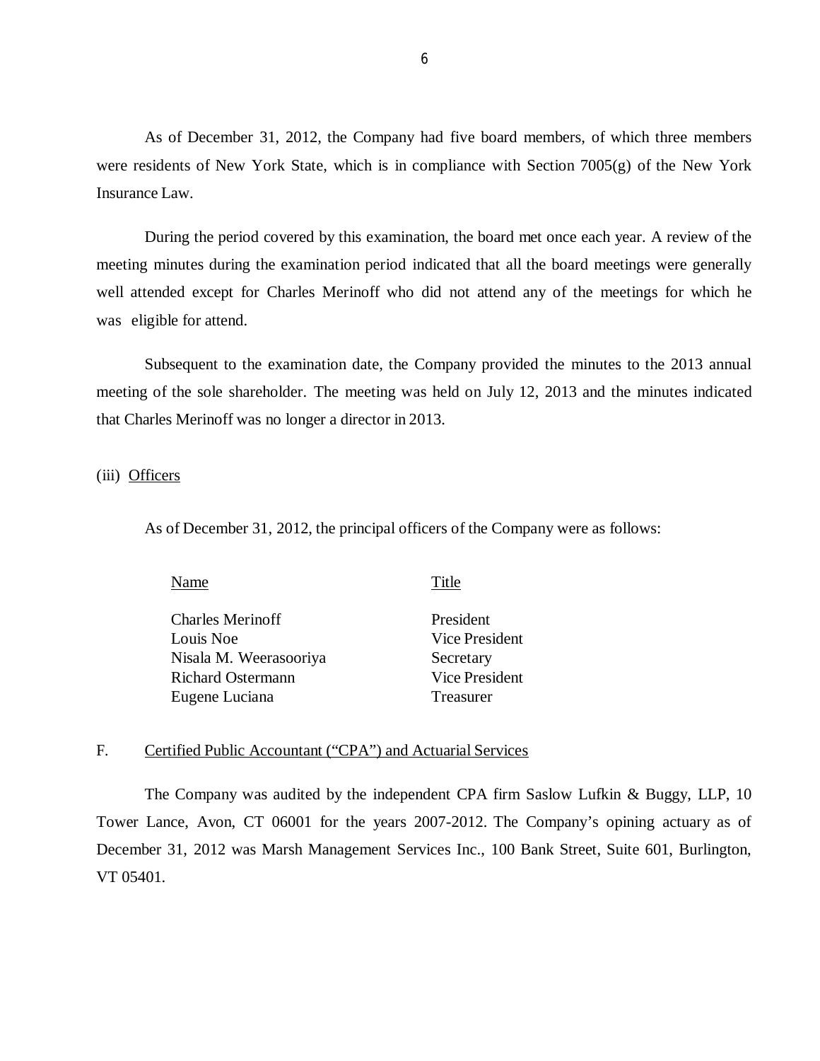As of December 31, 2012, the Company had five board members, of which three members were residents of New York State, which is in compliance with Section 7005(g) of the New York Insurance Law.

During the period covered by this examination, the board met once each year. A review of the meeting minutes during the examination period indicated that all the board meetings were generally well attended except for Charles Merinoff who did not attend any of the meetings for which he was eligible for attend.

Subsequent to the examination date, the Company provided the minutes to the 2013 annual meeting of the sole shareholder. The meeting was held on July 12, 2013 and the minutes indicated that Charles Merinoff was no longer a director in 2013.

(iii) Officers

As of December 31, 2012, the principal officers of the Company were as follows:

| Name | Title |
| --- | --- |
| Charles Merinoff | President |
| Louis Noe | Vice President |
| Nisala M. Weerasooriya | Secretary |
| Richard Ostermann | Vice President |
| Eugene Luciana | Treasurer |

## F. Certified Public Accountant ("CPA") and Actuarial Services

The Company was audited by the independent CPA firm Saslow Lufkin & Buggy, LLP, 10 Tower Lance, Avon, CT 06001 for the years 2007-2012. The Company's opining actuary as of December 31, 2012 was Marsh Management Services Inc., 100 Bank Street, Suite 601, Burlington, VT 05401.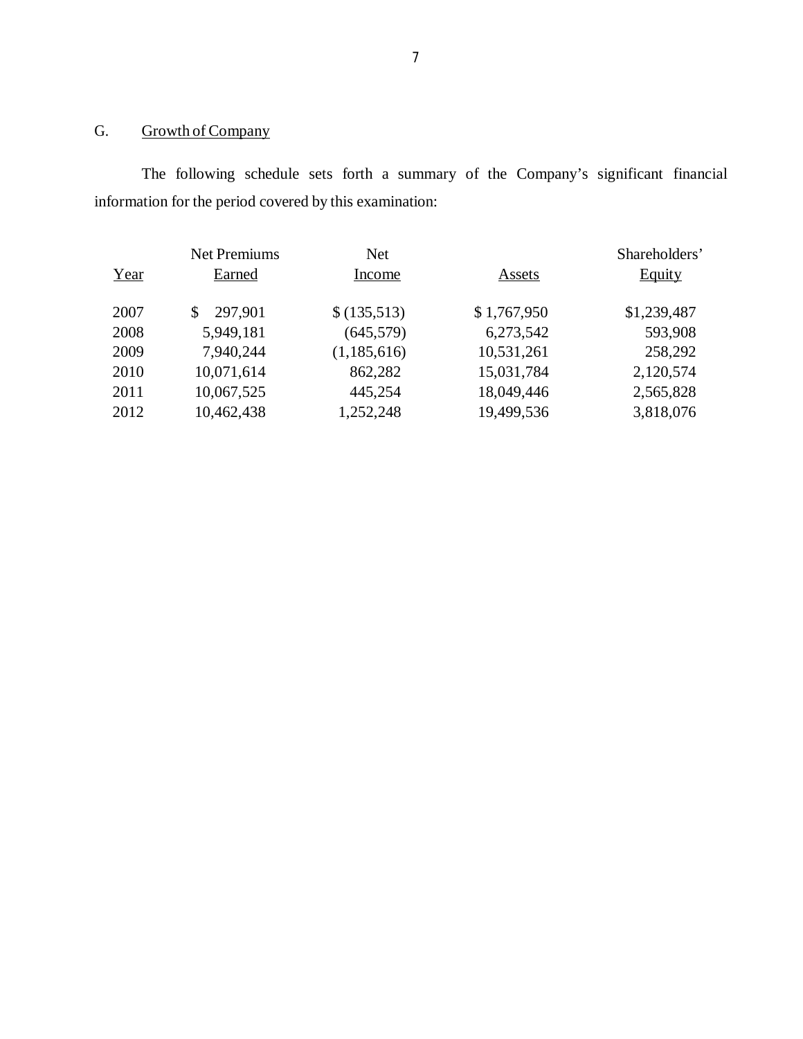## G. Growth of Company

The following schedule sets forth a summary of the Company's significant financial information for the period covered by this examination:

| Year | Net Premiums Earned | Net Income | Assets | Shareholders' Equity |
|---|---|---|---|---|
| 2007 | $ 297,901 | $ (135,513) | $ 1,767,950 | $1,239,487 |
| 2008 | 5,949,181 | (645,579) | 6,273,542 | 593,908 |
| 2009 | 7,940,244 | (1,185,616) | 10,531,261 | 258,292 |
| 2010 | 10,071,614 | 862,282 | 15,031,784 | 2,120,574 |
| 2011 | 10,067,525 | 445,254 | 18,049,446 | 2,565,828 |
| 2012 | 10,462,438 | 1,252,248 | 19,499,536 | 3,818,076 |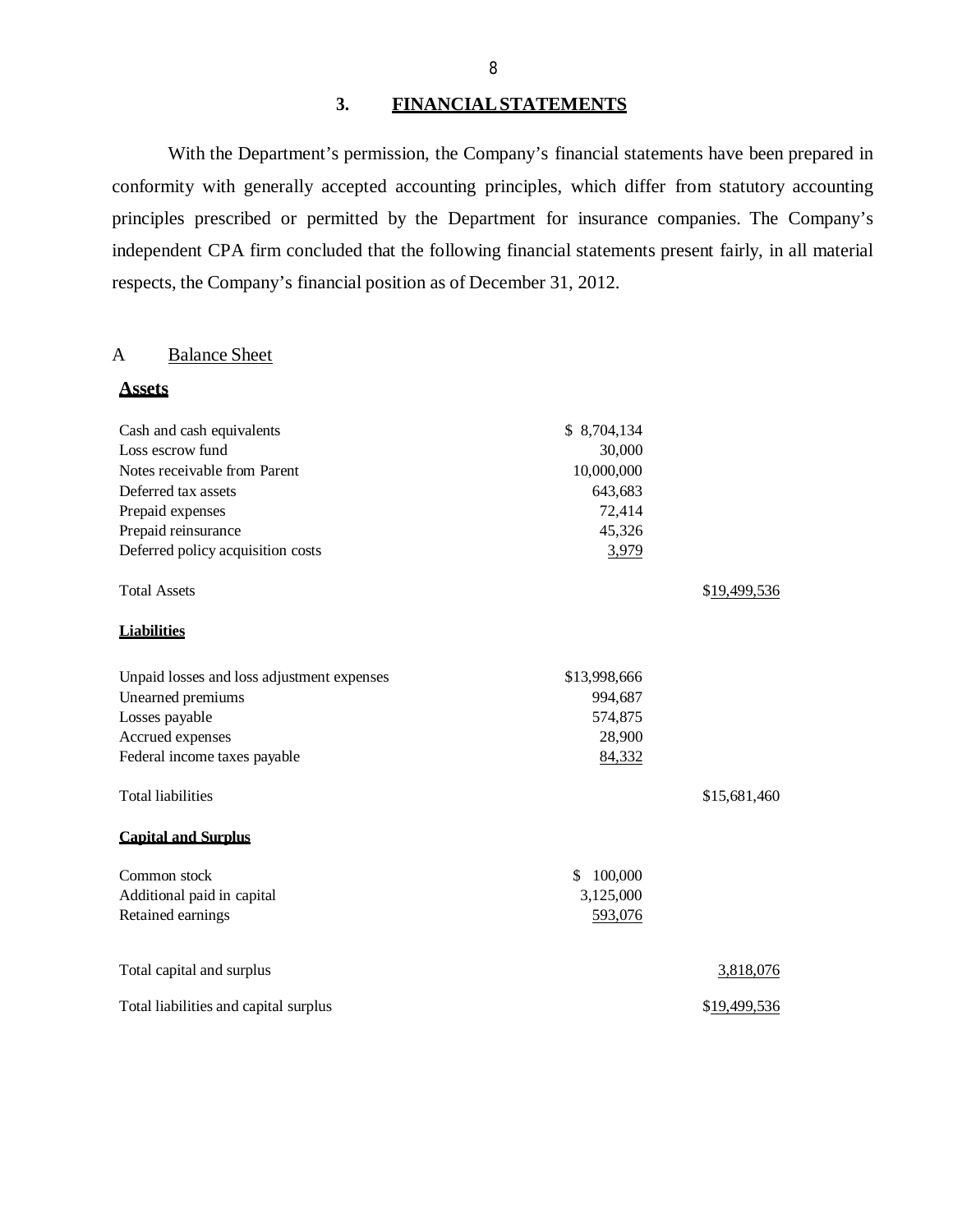## 3. FINANCIAL STATEMENTS

With the Department's permission, the Company's financial statements have been prepared in conformity with generally accepted accounting principles, which differ from statutory accounting principles prescribed or permitted by the Department for insurance companies. The Company's independent CPA firm concluded that the following financial statements present fairly, in all material respects, the Company's financial position as of December 31, 2012.

### A Balance Sheet

| **Assets** | | |
|---|---|---|
| Cash and cash equivalents | $ 8,704,134 | |
| Loss escrow fund | 30,000 | |
| Notes receivable from Parent | 10,000,000 | |
| Deferred tax assets | 643,683 | |
| Prepaid expenses | 72,414 | |
| Prepaid reinsurance | 45,326 | |
| Deferred policy acquisition costs | 3,979 | |
| Total Assets | | $19,499,536 |
| **Liabilities** | | |
| Unpaid losses and loss adjustment expenses | $13,998,666 | |
| Unearned premiums | 994,687 | |
| Losses payable | 574,875 | |
| Accrued expenses | 28,900 | |
| Federal income taxes payable | 84,332 | |
| Total liabilities | | $15,681,460 |
| **Capital and Surplus** | | |
| Common stock | $ 100,000 | |
| Additional paid in capital | 3,125,000 | |
| Retained earnings | 593,076 | |
| Total capital and surplus | | 3,818,076 |
| Total liabilities and capital surplus | | $19,499,536 |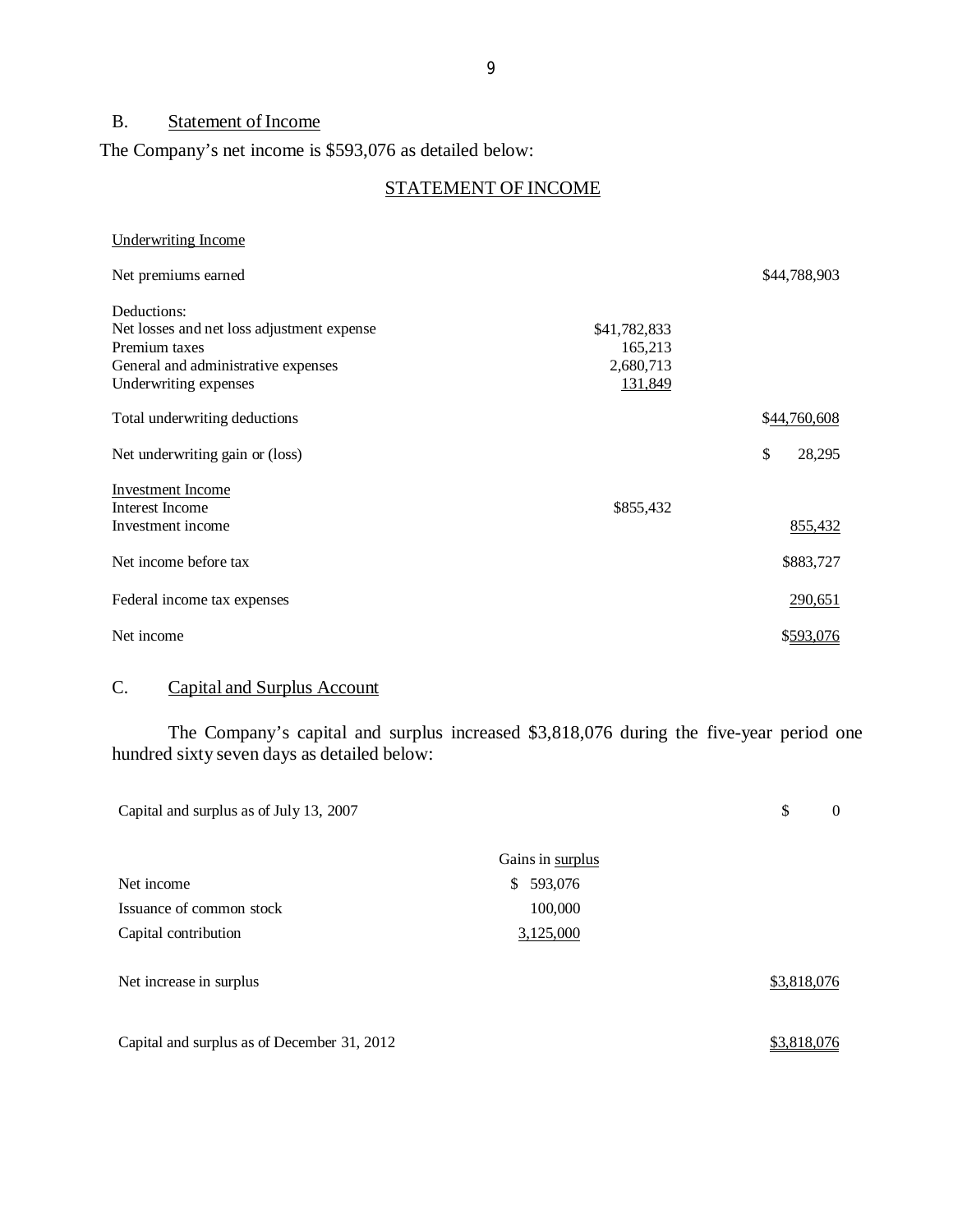## B. Statement of Income

The Company's net income is $593,076 as detailed below:

### STATEMENT OF INCOME

| | | |
|---|---|---|
| Underwriting Income | | |
| Net premiums earned | | $44,788,903 |
| Deductions: | | |
| Net losses and net loss adjustment expense | $41,782,833 | |
| Premium taxes | 165,213 | |
| General and administrative expenses | 2,680,713 | |
| Underwriting expenses | 131,849 | |
| Total underwriting deductions | | $44,760,608 |
| Net underwriting gain or (loss) | | $ 28,295 |
| Investment Income | | |
| Interest Income | $855,432 | |
| Investment income | | 855,432 |
| Net income before tax | | $883,727 |
| Federal income tax expenses | | 290,651 |
| Net income | | $593,076 |

## C. Capital and Surplus Account

The Company's capital and surplus increased $3,818,076 during the five-year period one hundred sixty seven days as detailed below:

| | | |
|---|---|---|
| Capital and surplus as of July 13, 2007 | | $ 0 |
| | Gains in surplus | |
| Net income | $ 593,076 | |
| Issuance of common stock | 100,000 | |
| Capital contribution | 3,125,000 | |
| Net increase in surplus | | $3,818,076 |
| Capital and surplus as of December 31, 2012 | | $3,818,076 |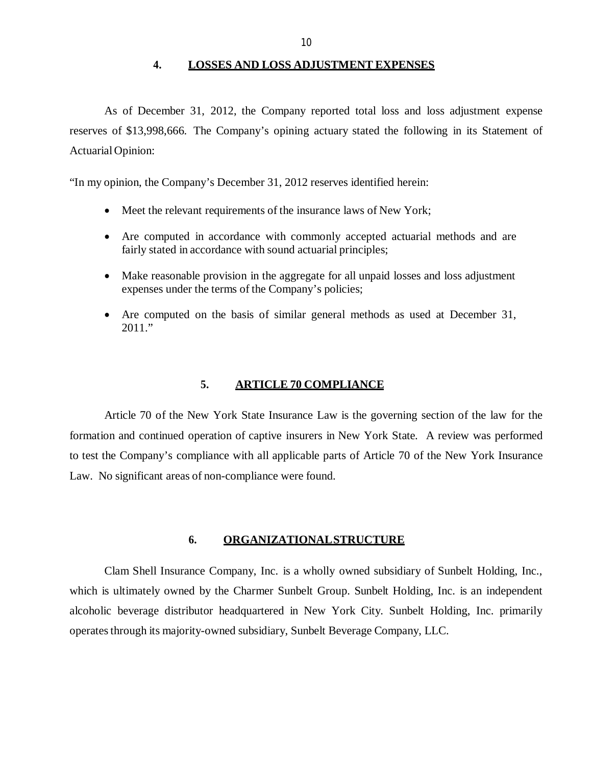## 4. LOSSES AND LOSS ADJUSTMENT EXPENSES

As of December 31, 2012, the Company reported total loss and loss adjustment expense reserves of $13,998,666. The Company's opining actuary stated the following in its Statement of Actuarial Opinion:

"In my opinion, the Company's December 31, 2012 reserves identified herein:

- Meet the relevant requirements of the insurance laws of New York;
- Are computed in accordance with commonly accepted actuarial methods and are fairly stated in accordance with sound actuarial principles;
- Make reasonable provision in the aggregate for all unpaid losses and loss adjustment expenses under the terms of the Company's policies;
- Are computed on the basis of similar general methods as used at December 31, 2011."

## 5. ARTICLE 70 COMPLIANCE

Article 70 of the New York State Insurance Law is the governing section of the law for the formation and continued operation of captive insurers in New York State. A review was performed to test the Company's compliance with all applicable parts of Article 70 of the New York Insurance Law. No significant areas of non-compliance were found.

## 6. ORGANIZATIONAL STRUCTURE

Clam Shell Insurance Company, Inc. is a wholly owned subsidiary of Sunbelt Holding, Inc., which is ultimately owned by the Charmer Sunbelt Group. Sunbelt Holding, Inc. is an independent alcoholic beverage distributor headquartered in New York City. Sunbelt Holding, Inc. primarily operates through its majority-owned subsidiary, Sunbelt Beverage Company, LLC.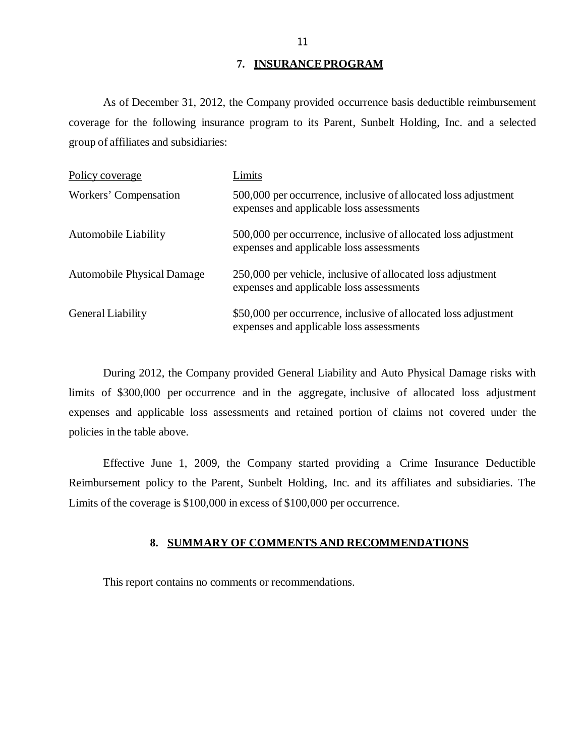## 7. INSURANCE PROGRAM

As of December 31, 2012, the Company provided occurrence basis deductible reimbursement coverage for the following insurance program to its Parent, Sunbelt Holding, Inc. and a selected group of affiliates and subsidiaries:

| Policy coverage | Limits |
|---|---|
| Workers' Compensation | 500,000 per occurrence, inclusive of allocated loss adjustment expenses and applicable loss assessments |
| Automobile Liability | 500,000 per occurrence, inclusive of allocated loss adjustment expenses and applicable loss assessments |
| Automobile Physical Damage | 250,000 per vehicle, inclusive of allocated loss adjustment expenses and applicable loss assessments |
| General Liability | $50,000 per occurrence, inclusive of allocated loss adjustment expenses and applicable loss assessments |

During 2012, the Company provided General Liability and Auto Physical Damage risks with limits of $300,000 per occurrence and in the aggregate, inclusive of allocated loss adjustment expenses and applicable loss assessments and retained portion of claims not covered under the policies in the table above.

Effective June 1, 2009, the Company started providing a Crime Insurance Deductible Reimbursement policy to the Parent, Sunbelt Holding, Inc. and its affiliates and subsidiaries. The Limits of the coverage is $100,000 in excess of $100,000 per occurrence.

## 8. SUMMARY OF COMMENTS AND RECOMMENDATIONS

This report contains no comments or recommendations.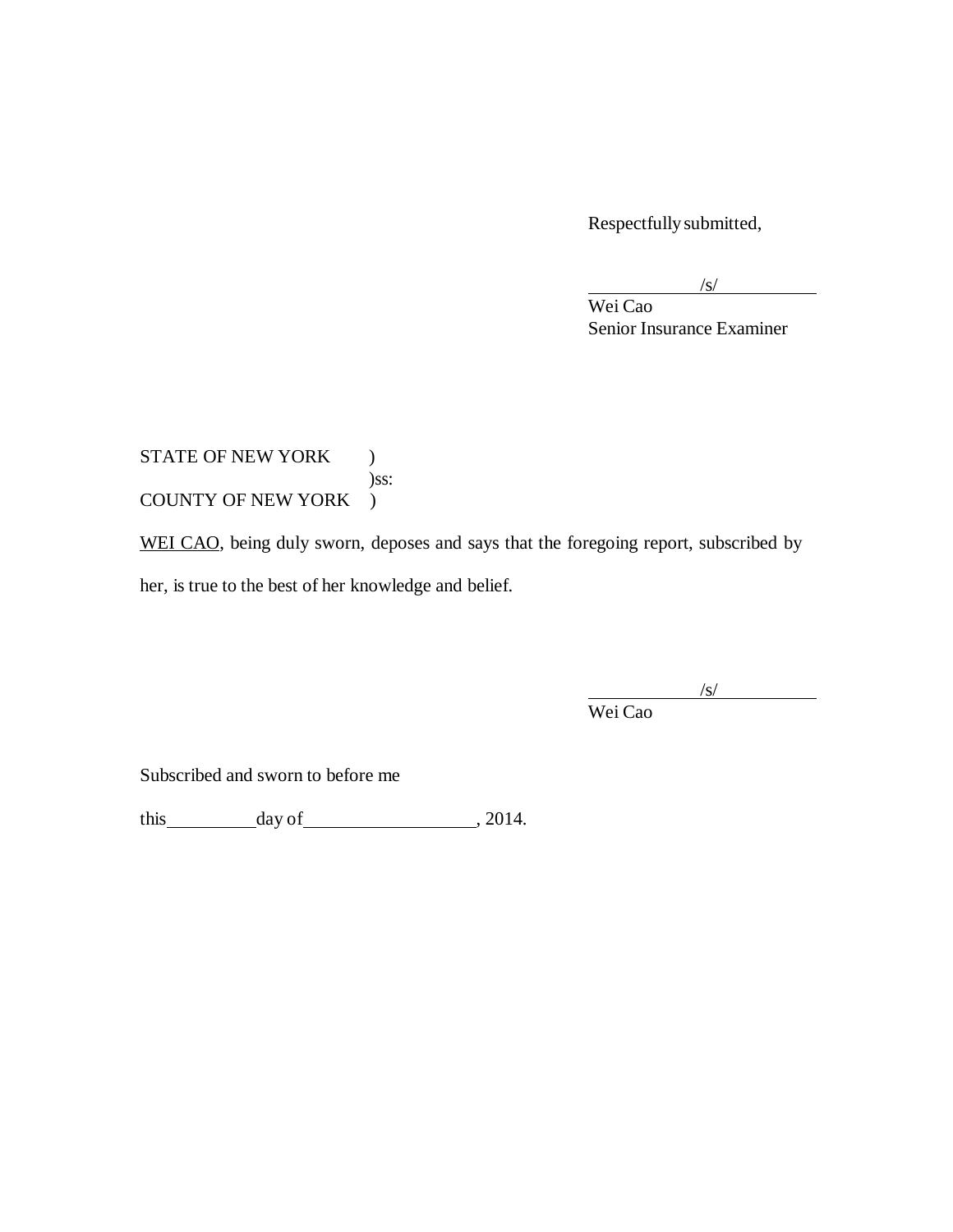Respectfully submitted,

/s/

Wei Cao
Senior Insurance Examiner

STATE OF NEW YORK )
)ss:
COUNTY OF NEW YORK )

WEI CAO, being duly sworn, deposes and says that the foregoing report, subscribed by her, is true to the best of her knowledge and belief.

/s/

Wei Cao

Subscribed and sworn to before me

this \_\_\_\_\_\_\_\_\_\_ day of \_\_\_\_\_\_\_\_\_\_\_\_\_\_\_\_\_\_\_\_, 2014.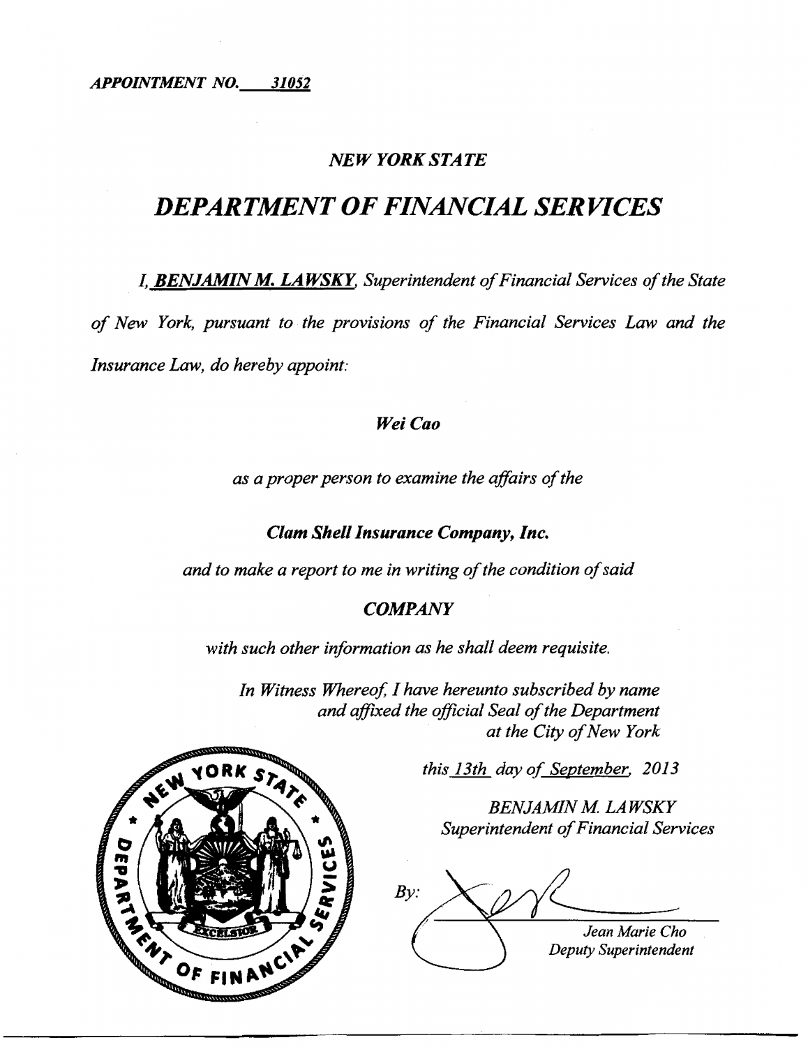*APPOINTMENT NO. 31052*

## *NEW YORK STATE*

# *DEPARTMENT OF FINANCIAL SERVICES*

*I, **BENJAMIN M. LAWSKY**, Superintendent of Financial Services of the State of New York, pursuant to the provisions of the Financial Services Law and the Insurance Law, do hereby appoint:*

***Wei Cao***

*as a proper person to examine the affairs of the*

***Clam Shell Insurance Company, Inc.***

*and to make a report to me in writing of the condition of said*

*COMPANY*

*with such other information as he shall deem requisite.*

*In Witness Whereof, I have hereunto subscribed by name and affixed the official Seal of the Department at the City of New York*

*this 13th day of September, 2013*

*BENJAMIN M. LAWSKY*
*Superintendent of Financial Services*

*By:*

*Jean Marie Cho*
*Deputy Superintendent*